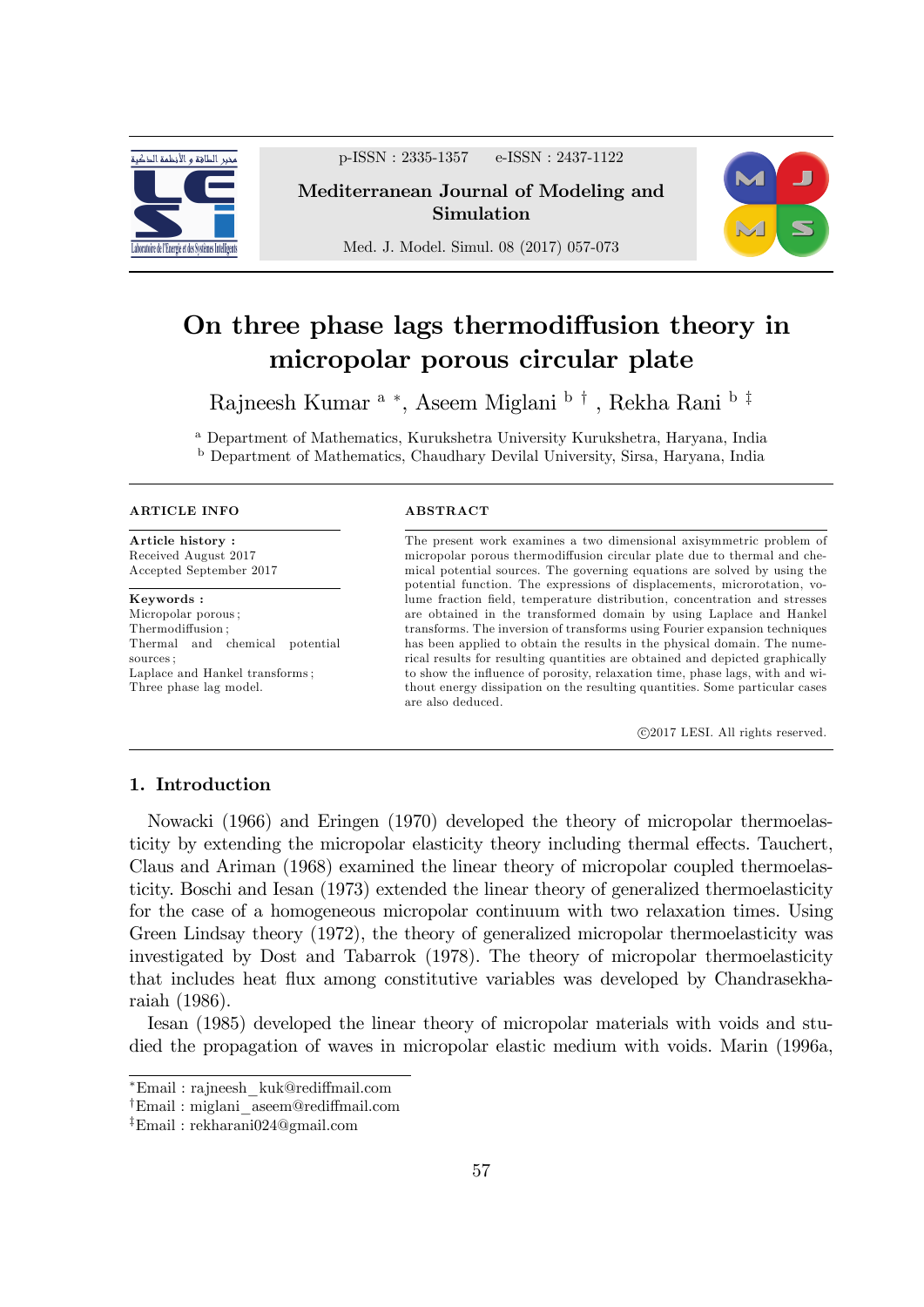# On three phase lags thermodiffusion theory in micropolar porous circular plate

Rajneesh Kumar [a] *, Aseem Miglani [b] †, Rekha Rani [b] ‡

[a] Department of Mathematics, Kurukshetra University Kurukshetra, Haryana, India
[b] Department of Mathematics, Chaudhary Devilal University, Sirsa, Haryana, India

**ARTICLE INFO**

**Article history :**
Received August 2017
Accepted September 2017

**Keywords :**
Micropolar porous ;
Thermodiffusion ;
Thermal and chemical potential sources ;
Laplace and Hankel transforms ;
Three phase lag model.

**ABSTRACT**

The present work examines a two dimensional axisymmetric problem of micropolar porous thermodiffusion circular plate due to thermal and chemical potential sources. The governing equations are solved by using the potential function. The expressions of displacements, microrotation, volume fraction field, temperature distribution, concentration and stresses are obtained in the transformed domain by using Laplace and Hankel transforms. The inversion of transforms using Fourier expansion techniques has been applied to obtain the results in the physical domain. The numerical results for resulting quantities are obtained and depicted graphically to show the influence of porosity, relaxation time, phase lags, with and without energy dissipation on the resulting quantities. Some particular cases are also deduced.

©2017 LESI. All rights reserved.

## 1. Introduction

Nowacki (1966) and Eringen (1970) developed the theory of micropolar thermoelasticity by extending the micropolar elasticity theory including thermal effects. Tauchert, Claus and Ariman (1968) examined the linear theory of micropolar coupled thermoelasticity. Boschi and Iesan (1973) extended the linear theory of generalized thermoelasticity for the case of a homogeneous micropolar continuum with two relaxation times. Using Green Lindsay theory (1972), the theory of generalized micropolar thermoelasticity was investigated by Dost and Tabarrok (1978). The theory of micropolar thermoelasticity that includes heat flux among constitutive variables was developed by Chandrasekharaiah (1986).

Iesan (1985) developed the linear theory of micropolar materials with voids and studied the propagation of waves in micropolar elastic medium with voids. Marin (1996a,

---

*Email : rajneesh_kuk@rediffmail.com
†Email : miglani_aseem@rediffmail.com
‡Email : rekharani024@gmail.com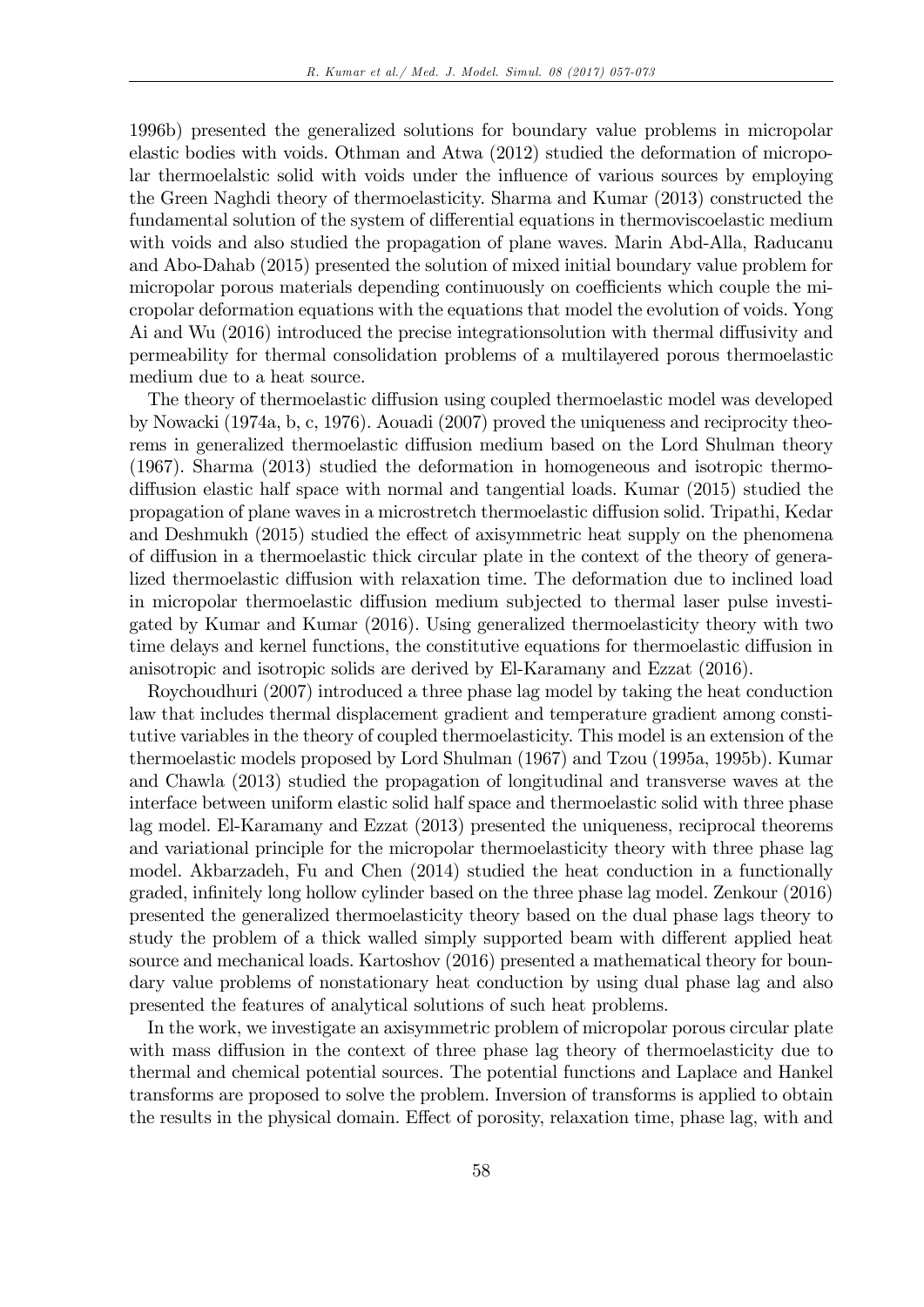1996b) presented the generalized solutions for boundary value problems in micropolar elastic bodies with voids. Othman and Atwa (2012) studied the deformation of micropolar thermoelalstic solid with voids under the influence of various sources by employing the Green Naghdi theory of thermoelasticity. Sharma and Kumar (2013) constructed the fundamental solution of the system of differential equations in thermoviscoelastic medium with voids and also studied the propagation of plane waves. Marin Abd-Alla, Raducanu and Abo-Dahab (2015) presented the solution of mixed initial boundary value problem for micropolar porous materials depending continuously on coefficients which couple the micropolar deformation equations with the equations that model the evolution of voids. Yong Ai and Wu (2016) introduced the precise integrationsolution with thermal diffusivity and permeability for thermal consolidation problems of a multilayered porous thermoelastic medium due to a heat source.

The theory of thermoelastic diffusion using coupled thermoelastic model was developed by Nowacki (1974a, b, c, 1976). Aouadi (2007) proved the uniqueness and reciprocity theorems in generalized thermoelastic diffusion medium based on the Lord Shulman theory (1967). Sharma (2013) studied the deformation in homogeneous and isotropic thermodiffusion elastic half space with normal and tangential loads. Kumar (2015) studied the propagation of plane waves in a microstretch thermoelastic diffusion solid. Tripathi, Kedar and Deshmukh (2015) studied the effect of axisymmetric heat supply on the phenomena of diffusion in a thermoelastic thick circular plate in the context of the theory of generalized thermoelastic diffusion with relaxation time. The deformation due to inclined load in micropolar thermoelastic diffusion medium subjected to thermal laser pulse investigated by Kumar and Kumar (2016). Using generalized thermoelasticity theory with two time delays and kernel functions, the constitutive equations for thermoelastic diffusion in anisotropic and isotropic solids are derived by El-Karamany and Ezzat (2016).

Roychoudhuri (2007) introduced a three phase lag model by taking the heat conduction law that includes thermal displacement gradient and temperature gradient among constitutive variables in the theory of coupled thermoelasticity. This model is an extension of the thermoelastic models proposed by Lord Shulman (1967) and Tzou (1995a, 1995b). Kumar and Chawla (2013) studied the propagation of longitudinal and transverse waves at the interface between uniform elastic solid half space and thermoelastic solid with three phase lag model. El-Karamany and Ezzat (2013) presented the uniqueness, reciprocal theorems and variational principle for the micropolar thermoelasticity theory with three phase lag model. Akbarzadeh, Fu and Chen (2014) studied the heat conduction in a functionally graded, infinitely long hollow cylinder based on the three phase lag model. Zenkour (2016) presented the generalized thermoelasticity theory based on the dual phase lags theory to study the problem of a thick walled simply supported beam with different applied heat source and mechanical loads. Kartoshov (2016) presented a mathematical theory for boundary value problems of nonstationary heat conduction by using dual phase lag and also presented the features of analytical solutions of such heat problems.

In the work, we investigate an axisymmetric problem of micropolar porous circular plate with mass diffusion in the context of three phase lag theory of thermoelasticity due to thermal and chemical potential sources. The potential functions and Laplace and Hankel transforms are proposed to solve the problem. Inversion of transforms is applied to obtain the results in the physical domain. Effect of porosity, relaxation time, phase lag, with and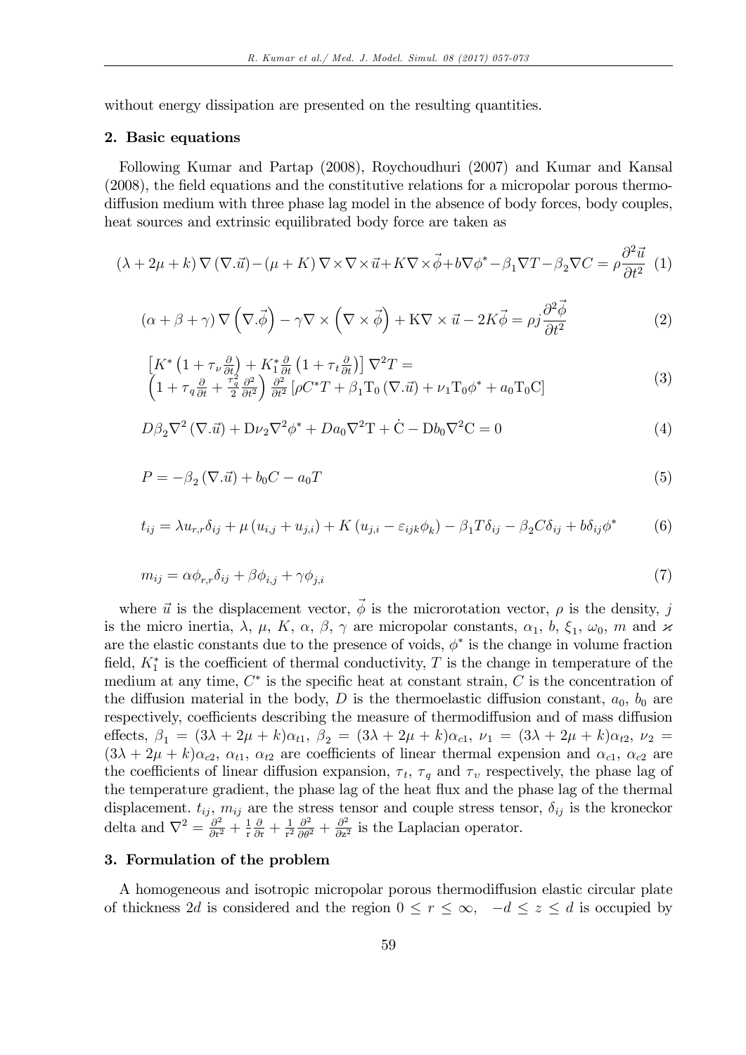without energy dissipation are presented on the resulting quantities.

## 2. Basic equations

Following Kumar and Partap (2008), Roychoudhuri (2007) and Kumar and Kansal (2008), the field equations and the constitutive relations for a micropolar porous thermodiffusion medium with three phase lag model in the absence of body forces, body couples, heat sources and extrinsic equilibrated body force are taken as

$$(\lambda+2\mu+k)\,\nabla\left(\nabla.\vec{u}\right)-(\mu+K)\,\nabla\times\nabla\times\vec{u}+K\nabla\times\vec{\phi}+b\nabla\phi^{*}-\beta_1\nabla T-\beta_2\nabla C=\rho\frac{\partial^2\vec{u}}{\partial t^2} \quad (1)$$

$$(\alpha+\beta+\gamma)\,\nabla\left(\nabla.\vec{\phi}\right)-\gamma\nabla\times\left(\nabla\times\vec{\phi}\right)+\mathrm{K}\nabla\times\vec{u}-2K\vec{\phi}=\rho j\frac{\partial^2\vec{\phi}}{\partial t^2} \quad (2)$$

$$\begin{aligned}&\left[K^{*}\left(1+\tau_{\nu}\frac{\partial}{\partial t}\right)+K_1^{*}\frac{\partial}{\partial t}\left(1+\tau_t\frac{\partial}{\partial t}\right)\right]\nabla^2 T=\\&\left(1+\tau_q\frac{\partial}{\partial t}+\frac{\tau_q^2}{2}\frac{\partial^2}{\partial t^2}\right)\frac{\partial^2}{\partial t^2}\left[\rho C^{*}T+\beta_1\mathrm{T}_0\left(\nabla.\vec{u}\right)+\nu_1\mathrm{T}_0\phi^{*}+a_0\mathrm{T}_0\mathrm{C}\right]\end{aligned} \quad (3)$$

$$D\beta_2\nabla^2\left(\nabla.\vec{u}\right)+\mathrm{D}\nu_2\nabla^2\phi^{*}+Da_0\nabla^2\mathrm{T}+\dot{\mathrm{C}}-\mathrm{D}b_0\nabla^2\mathrm{C}=0 \quad (4)$$

$$P=-\beta_2\left(\nabla.\vec{u}\right)+b_0C-a_0T \quad (5)$$

$$t_{ij}=\lambda u_{r,r}\delta_{ij}+\mu\left(u_{i,j}+u_{j,i}\right)+K\left(u_{j,i}-\varepsilon_{ijk}\phi_k\right)-\beta_1 T\delta_{ij}-\beta_2 C\delta_{ij}+b\delta_{ij}\phi^{*} \quad (6)$$

$$m_{ij}=\alpha\phi_{r,r}\delta_{ij}+\beta\phi_{i,j}+\gamma\phi_{j,i} \quad (7)$$

where $\vec{u}$ is the displacement vector, $\vec{\phi}$ is the microrotation vector, $\rho$ is the density, $j$ is the micro inertia, $\lambda$, $\mu$, $K$, $\alpha$, $\beta$, $\gamma$ are micropolar constants, $\alpha_1$, $b$, $\xi_1$, $\omega_0$, $m$ and $\varkappa$ are the elastic constants due to the presence of voids, $\phi^{*}$ is the change in volume fraction field, $K_1^{*}$ is the coefficient of thermal conductivity, $T$ is the change in temperature of the medium at any time, $C^{*}$ is the specific heat at constant strain, $C$ is the concentration of the diffusion material in the body, $D$ is the thermoelastic diffusion constant, $a_0$, $b_0$ are respectively, coefficients describing the measure of thermodiffusion and of mass diffusion effects, $\beta_1=(3\lambda+2\mu+k)\alpha_{t1}$, $\beta_2=(3\lambda+2\mu+k)\alpha_{c1}$, $\nu_1=(3\lambda+2\mu+k)\alpha_{t2}$, $\nu_2=(3\lambda+2\mu+k)\alpha_{c2}$, $\alpha_{t1}$, $\alpha_{t2}$ are coefficients of linear thermal expansion and $\alpha_{c1}$, $\alpha_{c2}$ are the coefficients of linear diffusion expansion, $\tau_t$, $\tau_q$ and $\tau_v$ respectively, the phase lag of the temperature gradient, the phase lag of the heat flux and the phase lag of the thermal displacement. $t_{ij}$, $m_{ij}$ are the stress tensor and couple stress tensor, $\delta_{ij}$ is the kroneckor delta and $\nabla^2=\frac{\partial^2}{\partial \mathrm{r}^2}+\frac{1}{\mathrm{r}}\frac{\partial}{\partial \mathrm{r}}+\frac{1}{\mathrm{r}^2}\frac{\partial^2}{\partial\theta^2}+\frac{\partial^2}{\partial z^2}$ is the Laplacian operator.

## 3. Formulation of the problem

A homogeneous and isotropic micropolar porous thermodiffusion elastic circular plate of thickness $2d$ is considered and the region $0\leq r\leq\infty$, $-d\leq z\leq d$ is occupied by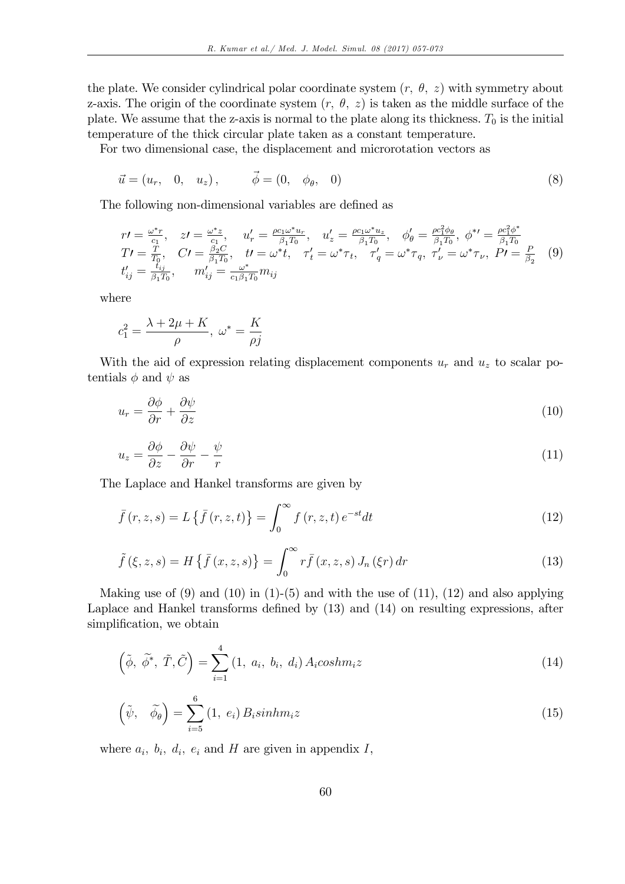the plate. We consider cylindrical polar coordinate system $(r,\ \theta,\ z)$ with symmetry about z-axis. The origin of the coordinate system $(r,\ \theta,\ z)$ is taken as the middle surface of the plate. We assume that the z-axis is normal to the plate along its thickness. $T_0$ is the initial temperature of the thick circular plate taken as a constant temperature.

For two dimensional case, the displacement and microrotation vectors as

$$\vec{u} = (u_r, \quad 0, \quad u_z), \qquad \vec{\phi} = (0, \quad \phi_\theta, \quad 0) \tag{8}$$

The following non-dimensional variables are defined as

$$\begin{array}{l} r\prime = \frac{\omega^* r}{c_1}, \quad z\prime = \frac{\omega^* z}{c_1}, \quad u_r' = \frac{\rho c_1 \omega^* u_r}{\beta_1 T_0}, \quad u_z' = \frac{\rho c_1 \omega^* u_z}{\beta_1 T_0}, \quad \phi_\theta' = \frac{\rho c_1^2 \phi_\theta}{\beta_1 T_0}, \ \phi^*\prime = \frac{\rho c_1^2 \phi^*}{\beta_1 T_0} \\ T\prime = \frac{T}{T_0}, \quad C\prime = \frac{\beta_2 C}{\beta_1 T_0}, \quad t\prime = \omega^* t, \quad \tau_t' = \omega^* \tau_t, \quad \tau_q' = \omega^* \tau_q, \ \tau_\nu' = \omega^* \tau_\nu, \ P\prime = \frac{P}{\beta_2} \\ t_{ij}' = \frac{t_{ij}}{\beta_1 T_0}, \quad m_{ij}' = \frac{\omega^*}{c_1 \beta_1 T_0} m_{ij} \end{array} \tag{9}$$

where

$$c_1^2 = \frac{\lambda + 2\mu + K}{\rho}, \ \omega^* = \frac{K}{\rho j}$$

With the aid of expression relating displacement components $u_r$ and $u_z$ to scalar potentials $\phi$ and $\psi$ as

$$u_r = \frac{\partial \phi}{\partial r} + \frac{\partial \psi}{\partial z} \tag{10}$$

$$u_z = \frac{\partial \phi}{\partial z} - \frac{\partial \psi}{\partial r} - \frac{\psi}{r} \tag{11}$$

The Laplace and Hankel transforms are given by

$$\bar{f}(r, z, s) = L\left\{\bar{f}(r, z, t)\right\} = \int_0^\infty f(r, z, t)\, e^{-st} dt \tag{12}$$

$$\tilde{f}(\xi, z, s) = H\left\{\bar{f}(x, z, s)\right\} = \int_0^\infty r \bar{f}(x, z, s)\, J_n(\xi r)\, dr \tag{13}$$

Making use of (9) and (10) in (1)-(5) and with the use of (11), (12) and also applying Laplace and Hankel transforms defined by (13) and (14) on resulting expressions, after simplification, we obtain

$$\left(\tilde{\phi},\ \widetilde{\phi^*},\ \tilde{T}, \tilde{C}\right) = \sum_{i=1}^{4} (1,\ a_i,\ b_i,\ d_i)\, A_i cosh m_i z \tag{14}$$

$$\left(\tilde{\psi}, \quad \widetilde{\phi_\theta}\right) = \sum_{i=5}^{6} (1,\ e_i)\, B_i sinh m_i z \tag{15}$$

where $a_i,\ b_i,\ d_i,\ e_i$ and $H$ are given in appendix $I$,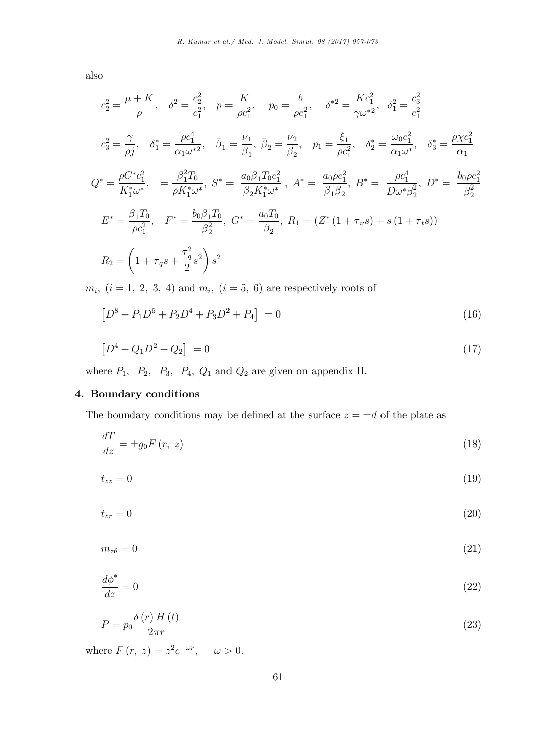also

$$c_2^2 = \frac{\mu + K}{\rho}, \quad \delta^2 = \frac{c_2^2}{c_1^2}, \quad p = \frac{K}{\rho c_1^2}, \quad p_0 = \frac{b}{\rho c_1^2}, \quad \delta^{*2} = \frac{K c_1^2}{\gamma \omega^{*2}}, \quad \delta_1^2 = \frac{c_3^2}{c_1^2}$$

$$c_3^2 = \frac{\gamma}{\rho j}, \quad \delta_1^* = \frac{\rho c_1^4}{\alpha_1 \omega^{*2}}, \quad \bar{\beta}_1 = \frac{\nu_1}{\beta_1}, \ \bar{\beta}_2 = \frac{\nu_2}{\beta_2}, \quad p_1 = \frac{\xi_1}{\rho c_1^2}, \quad \delta_2^* = \frac{\omega_0 c_1^2}{\alpha_1 \omega^*}, \quad \delta_3^* = \frac{\rho \chi c_1^2}{\alpha_1}$$

$$Q^* = \frac{\rho C^* c_1^2}{K_1^* \omega^*}, \quad = \frac{\beta_1^2 T_0}{\rho K_1^* \omega^*}, \ S^* = \frac{a_0 \beta_1 T_0 c_1^2}{\beta_2 K_1^* \omega^*}, \ A^* = \frac{a_0 \rho c_1^2}{\beta_1 \beta_2}, \ B^* = \frac{\rho c_1^4}{D \omega^* \beta_2^2}, \ D^* = \frac{b_0 \rho c_1^2}{\beta_2^2}$$

$$E^* = \frac{\beta_1 T_0}{\rho c_1^2}, \quad F^* = \frac{b_0 \beta_1 T_0}{\beta_2^2}, \ G^* = \frac{a_0 T_0}{\beta_2}, \ R_1 = \left(Z^* \left(1 + \tau_\nu s\right) + s\left(1 + \tau_t s\right)\right)$$

$$R_2 = \left(1 + \tau_q s + \frac{\tau_q^2}{2} s^2\right) s^2$$

$m_i, \ (i = 1, \ 2, \ 3, \ 4)$ and $m_i, \ (i = 5, \ 6)$ are respectively roots of

$$\left[D^8 + P_1 D^6 + P_2 D^4 + P_3 D^2 + P_4\right] = 0 \tag{16}$$

$$\left[D^4 + Q_1 D^2 + Q_2\right] = 0 \tag{17}$$

where $P_1, \ P_2, \ P_3, \ P_4, \ Q_1$ and $Q_2$ are given on appendix II.

## 4. Boundary conditions

The boundary conditions may be defined at the surface $z = \pm d$ of the plate as

$$\frac{dT}{dz} = \pm g_0 F\left(r, \ z\right) \tag{18}$$

$$t_{zz} = 0 \tag{19}$$

$$t_{zr} = 0 \tag{20}$$

$$m_{z\theta} = 0 \tag{21}$$

$$\frac{d\phi^*}{dz} = 0 \tag{22}$$

$$P = p_0 \frac{\delta\left(r\right) H\left(t\right)}{2\pi r} \tag{23}$$

where $F\left(r, \ z\right) = z^2 e^{-\omega r}, \quad \omega > 0.$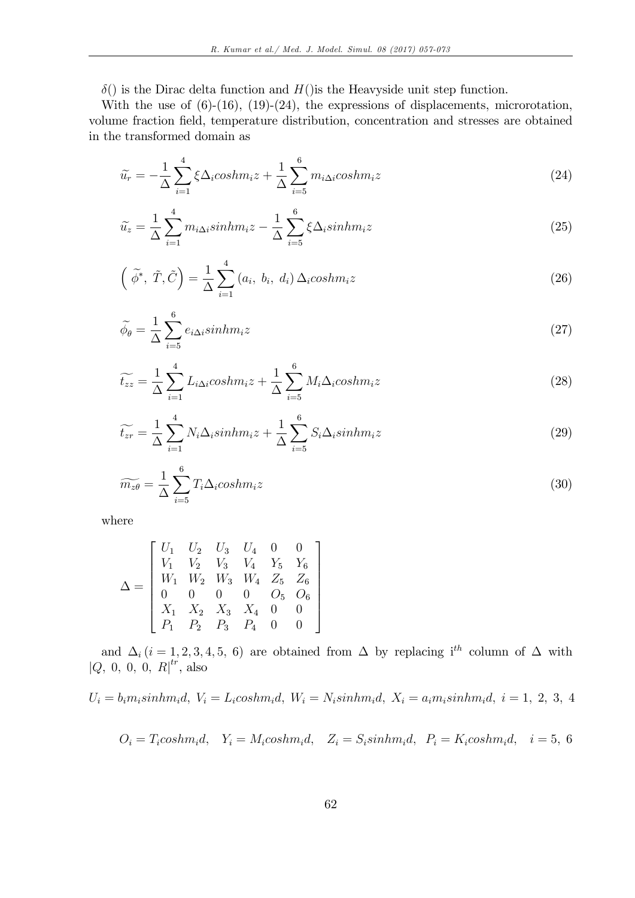$\delta()$ is the Dirac delta function and $H()$is the Heavyside unit step function.

With the use of (6)-(16), (19)-(24), the expressions of displacements, microrotation, volume fraction field, temperature distribution, concentration and stresses are obtained in the transformed domain as

$$\widetilde{u_r} = -\frac{1}{\Delta}\sum_{i=1}^{4}\xi\Delta_i coshm_i z + \frac{1}{\Delta}\sum_{i=5}^{6} m_{i\Delta i} coshm_i z \tag{24}$$

$$\widetilde{u_z} = \frac{1}{\Delta}\sum_{i=1}^{4} m_{i\Delta i} sinhm_i z - \frac{1}{\Delta}\sum_{i=5}^{6}\xi\Delta_i sinhm_i z \tag{25}$$

$$\left(\widetilde{\phi^*},\ \tilde{T}, \tilde{C}\right) = \frac{1}{\Delta}\sum_{i=1}^{4}\left(a_i,\ b_i,\ d_i\right)\Delta_i coshm_i z \tag{26}$$

$$\widetilde{\phi_\theta} = \frac{1}{\Delta}\sum_{i=5}^{6} e_{i\Delta i} sinhm_i z \tag{27}$$

$$\widetilde{t_{zz}} = \frac{1}{\Delta}\sum_{i=1}^{4} L_{i\Delta i} coshm_i z + \frac{1}{\Delta}\sum_{i=5}^{6} M_i\Delta_i coshm_i z \tag{28}$$

$$\widetilde{t_{zr}} = \frac{1}{\Delta}\sum_{i=1}^{4} N_i\Delta_i sinhm_i z + \frac{1}{\Delta}\sum_{i=5}^{6} S_i\Delta_i sinhm_i z \tag{29}$$

$$\widetilde{m_{z\theta}} = \frac{1}{\Delta}\sum_{i=5}^{6} T_i\Delta_i coshm_i z \tag{30}$$

where

$$\Delta = \begin{bmatrix} U_1 & U_2 & U_3 & U_4 & 0 & 0 \\ V_1 & V_2 & V_3 & V_4 & Y_5 & Y_6 \\ W_1 & W_2 & W_3 & W_4 & Z_5 & Z_6 \\ 0 & 0 & 0 & 0 & O_5 & O_6 \\ X_1 & X_2 & X_3 & X_4 & 0 & 0 \\ P_1 & P_2 & P_3 & P_4 & 0 & 0 \end{bmatrix}$$

and $\Delta_i\,(i = 1, 2, 3, 4, 5,\ 6)$ are obtained from $\Delta$ by replacing i$^{th}$ column of $\Delta$ with $|Q,\ 0,\ 0,\ 0,\ R|^{tr}$, also

$$U_i = b_i m_i sinhm_i d,\ V_i = L_i coshm_i d,\ W_i = N_i sinhm_i d,\ X_i = a_i m_i sinhm_i d,\ i = 1,\ 2,\ 3,\ 4$$

$$O_i = T_i coshm_i d, \quad Y_i = M_i coshm_i d, \quad Z_i = S_i sinhm_i d, \quad P_i = K_i coshm_i d, \quad i = 5,\ 6$$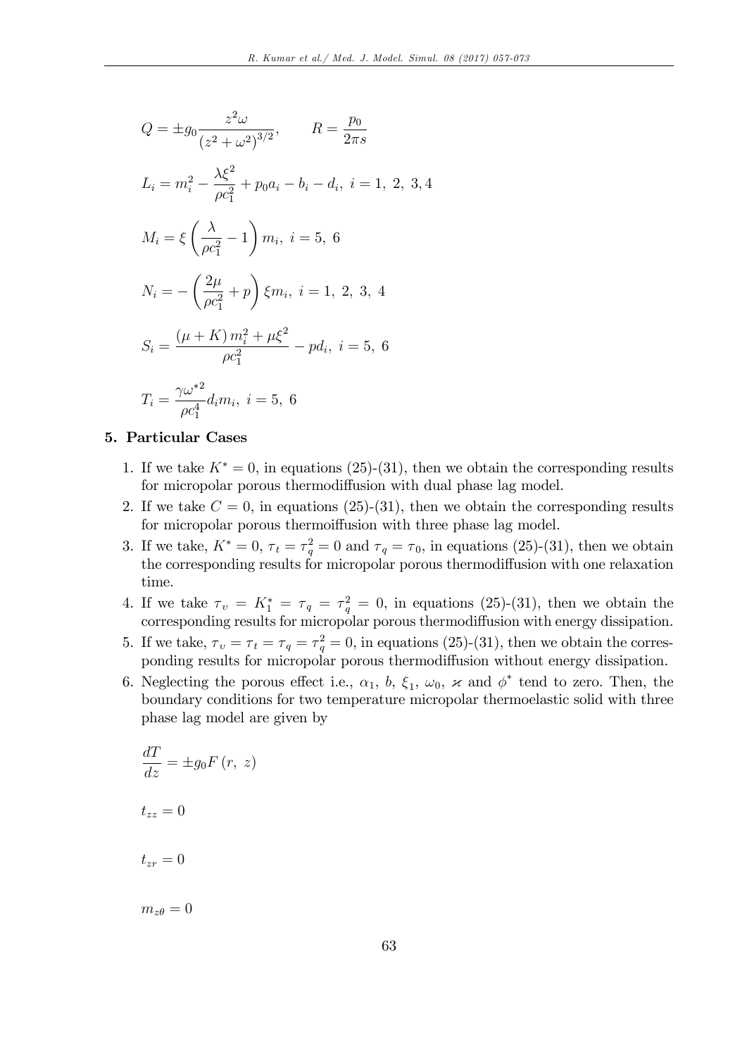$$Q = \pm g_0 \frac{z^2 \omega}{\left(z^2 + \omega^2\right)^{3/2}}, \qquad R = \frac{p_0}{2\pi s}$$

$$L_i = m_i^2 - \frac{\lambda \xi^2}{\rho c_1^2} + p_0 a_i - b_i - d_i, \ i = 1,\ 2,\ 3, 4$$

$$M_i = \xi \left( \frac{\lambda}{\rho c_1^2} - 1 \right) m_i, \ i = 5,\ 6$$

$$N_i = -\left( \frac{2\mu}{\rho c_1^2} + p \right) \xi m_i, \ i = 1,\ 2,\ 3,\ 4$$

$$S_i = \frac{(\mu + K) m_i^2 + \mu \xi^2}{\rho c_1^2} - p d_i, \ i = 5,\ 6$$

$$T_i = \frac{\gamma \omega^{*2}}{\rho c_1^4} d_i m_i, \ i = 5,\ 6$$

## 5. Particular Cases

1. If we take $K^* = 0$, in equations (25)-(31), then we obtain the corresponding results for micropolar porous thermodiffusion with dual phase lag model.
2. If we take $C = 0$, in equations (25)-(31), then we obtain the corresponding results for micropolar porous thermoiffusion with three phase lag model.
3. If we take, $K^* = 0$, $\tau_t = \tau_q^2 = 0$ and $\tau_q = \tau_0$, in equations (25)-(31), then we obtain the corresponding results for micropolar porous thermodiffusion with one relaxation time.
4. If we take $\tau_v = K_1^* = \tau_q = \tau_q^2 = 0$, in equations (25)-(31), then we obtain the corresponding results for micropolar porous thermodiffusion with energy dissipation.
5. If we take, $\tau_v = \tau_t = \tau_q = \tau_q^2 = 0$, in equations (25)-(31), then we obtain the corresponding results for micropolar porous thermodiffusion without energy dissipation.
6. Neglecting the porous effect i.e., $\alpha_1$, $b$, $\xi_1$, $\omega_0$, $\varkappa$ and $\phi^*$ tend to zero. Then, the boundary conditions for two temperature micropolar thermoelastic solid with three phase lag model are given by

$$\frac{dT}{dz} = \pm g_0 F\left(r,\ z\right)$$

$$t_{zz} = 0$$

$$t_{zr} = 0$$

$$m_{z\theta} = 0$$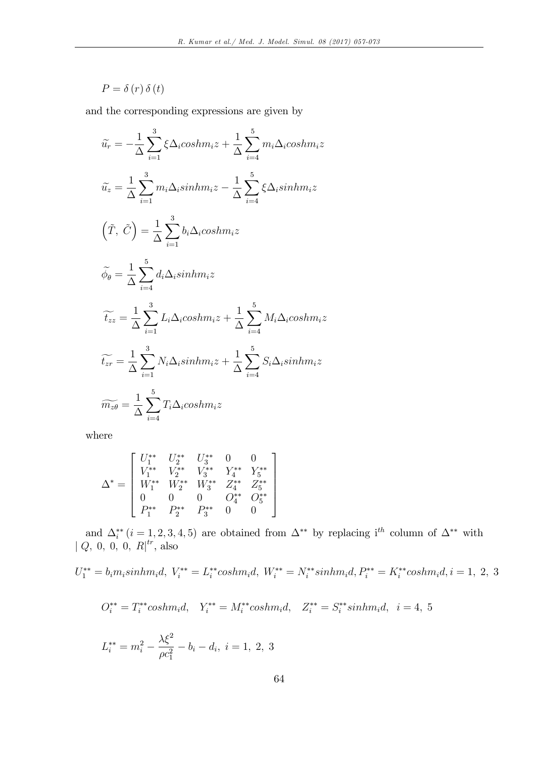$$P = \delta(r)\,\delta(t)$$

and the corresponding expressions are given by

$$\widetilde{u_r} = -\frac{1}{\Delta}\sum_{i=1}^{3}\xi\Delta_i cosh m_i z + \frac{1}{\Delta}\sum_{i=4}^{5} m_i \Delta_i cosh m_i z$$

$$\widetilde{u_z} = \frac{1}{\Delta}\sum_{i=1}^{3} m_i\Delta_i sinh m_i z - \frac{1}{\Delta}\sum_{i=4}^{5} \xi \Delta_i sinh m_i z$$

$$\left(\tilde{T},\ \tilde{C}\right) = \frac{1}{\Delta}\sum_{i=1}^{3} b_i\Delta_i cosh m_i z$$

$$\widetilde{\phi_\theta} = \frac{1}{\Delta}\sum_{i=4}^{5} d_i\Delta_i sinh m_i z$$

$$\widetilde{t_{zz}} = \frac{1}{\Delta}\sum_{i=1}^{3} L_i\Delta_i cosh m_i z + \frac{1}{\Delta}\sum_{i=4}^{5} M_i \Delta_i cosh m_i z$$

$$\widetilde{t_{zr}} = \frac{1}{\Delta}\sum_{i=1}^{3} N_i\Delta_i sinh m_i z + \frac{1}{\Delta}\sum_{i=4}^{5} S_i \Delta_i sinh m_i z$$

$$\widetilde{m_{z\theta}} = \frac{1}{\Delta}\sum_{i=4}^{5} T_i\Delta_i cosh m_i z$$

where

$$\Delta^* = \begin{bmatrix} U_1^{**} & U_2^{**} & U_3^{**} & 0 & 0 \\ V_1^{**} & V_2^{**} & V_3^{**} & Y_4^{**} & Y_5^{**} \\ W_1^{**} & W_2^{**} & W_3^{**} & Z_4^{**} & Z_5^{**} \\ 0 & 0 & 0 & O_4^{**} & O_5^{**} \\ P_1^{**} & P_2^{**} & P_3^{**} & 0 & 0 \end{bmatrix}$$

and $\Delta_i^{**}\,(i = 1,2,3,4,5)$ are obtained from $\Delta^{**}$ by replacing i$^{th}$ column of $\Delta^{**}$ with $|\ Q,\ 0,\ 0,\ 0,\ R|^{tr}$, also

$$U_1^{**} = b_i m_i sinh m_i d,\ V_i^{**} = L_i^{**} cosh m_i d,\ W_i^{**} = N_i^{**} sinh m_i d, P_i^{**} = K_i^{**} cosh m_i d, i = 1,\ 2,\ 3$$

$$O_i^{**} = T_i^{**} cosh m_i d, \quad Y_i^{**} = M_i^{**} cosh m_i d, \quad Z_i^{**} = S_i^{**} sinh m_i d, \quad i = 4,\ 5$$

$$L_i^{**} = m_i^2 - \frac{\lambda\xi^2}{\rho c_1^2} - b_i - d_i,\ i = 1,\ 2,\ 3$$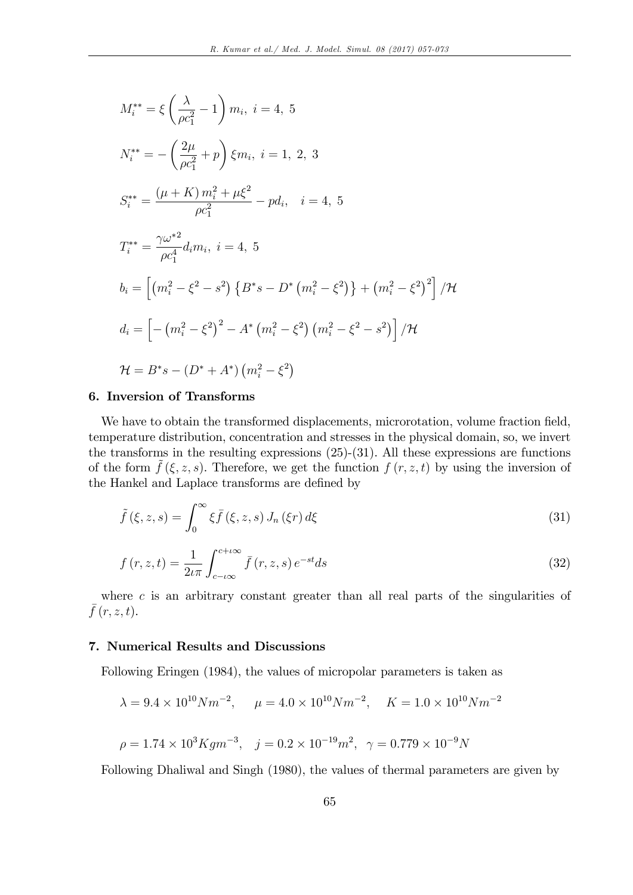$$M_i^{**} = \xi \left( \frac{\lambda}{\rho c_1^2} - 1 \right) m_i, \ i = 4, \ 5$$

$$N_i^{**} = -\left( \frac{2\mu}{\rho c_1^2} + p \right) \xi m_i, \ i = 1, \ 2, \ 3$$

$$S_i^{**} = \frac{(\mu + K) m_i^2 + \mu \xi^2}{\rho c_1^2} - p d_i, \quad i = 4, \ 5$$

$$T_i^{**} = \frac{\gamma \omega^{*2}}{\rho c_1^4} d_i m_i, \ i = 4, \ 5$$

$$b_i = \left[ \left( m_i^2 - \xi^2 - s^2 \right) \left\{ B^* s - D^* \left( m_i^2 - \xi^2 \right) \right\} + \left( m_i^2 - \xi^2 \right)^2 \right] / \mathcal{H}$$

$$d_i = \left[ - \left( m_i^2 - \xi^2 \right)^2 - A^* \left( m_i^2 - \xi^2 \right) \left( m_i^2 - \xi^2 - s^2 \right) \right] / \mathcal{H}$$

$$\mathcal{H} = B^* s - \left( D^* + A^* \right) \left( m_i^2 - \xi^2 \right)$$

## 6. Inversion of Transforms

We have to obtain the transformed displacements, microrotation, volume fraction field, temperature distribution, concentration and stresses in the physical domain, so, we invert the transforms in the resulting expressions (25)-(31). All these expressions are functions of the form $\tilde{f}(\xi, z, s)$. Therefore, we get the function $f(r, z, t)$ by using the inversion of the Hankel and Laplace transforms are defined by

$$\tilde{f}(\xi, z, s) = \int_0^\infty \xi \bar{f}(\xi, z, s) J_n(\xi r) \, d\xi \tag{31}$$

$$f(r, z, t) = \frac{1}{2\iota\pi} \int_{c-\iota\infty}^{c+\iota\infty} \bar{f}(r, z, s) e^{-st} ds \tag{32}$$

where $c$ is an arbitrary constant greater than all real parts of the singularities of $\bar{f}(r, z, t)$.

## 7. Numerical Results and Discussions

Following Eringen (1984), the values of micropolar parameters is taken as

$$\lambda = 9.4 \times 10^{10} Nm^{-2}, \quad \mu = 4.0 \times 10^{10} Nm^{-2}, \quad K = 1.0 \times 10^{10} Nm^{-2}$$

$$\rho = 1.74 \times 10^3 Kgm^{-3}, \quad j = 0.2 \times 10^{-19} m^2, \quad \gamma = 0.779 \times 10^{-9} N$$

Following Dhaliwal and Singh (1980), the values of thermal parameters are given by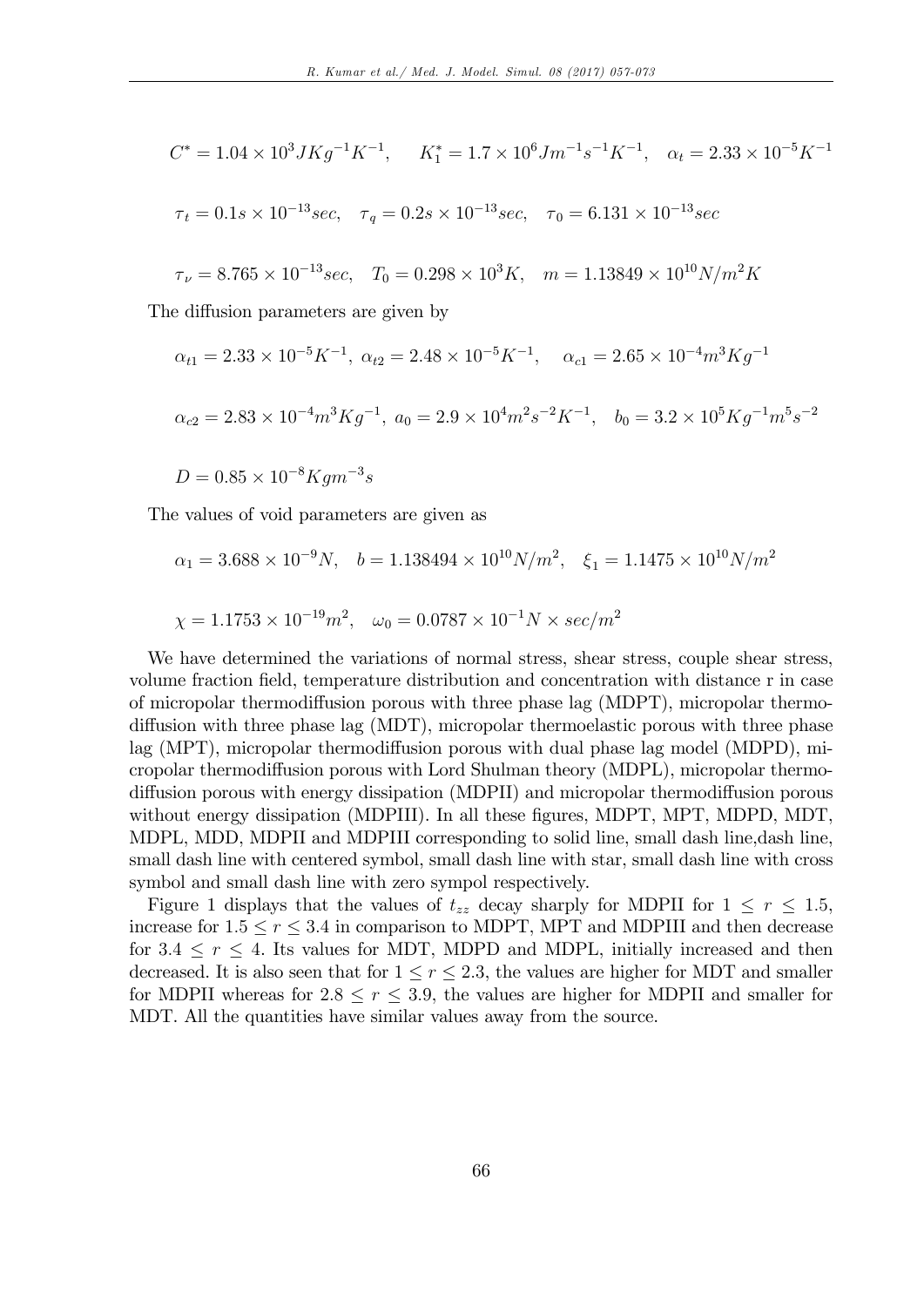$$C^* = 1.04 \times 10^3 JKg^{-1}K^{-1}, \quad K_1^* = 1.7 \times 10^6 Jm^{-1}s^{-1}K^{-1}, \quad \alpha_t = 2.33 \times 10^{-5}K^{-1}$$

$$\tau_t = 0.1s \times 10^{-13}sec, \quad \tau_q = 0.2s \times 10^{-13}sec, \quad \tau_0 = 6.131 \times 10^{-13}sec$$

$$\tau_\nu = 8.765 \times 10^{-13}sec, \quad T_0 = 0.298 \times 10^3 K, \quad m = 1.13849 \times 10^{10} N/m^2 K$$

The diffusion parameters are given by

$$\alpha_{t1} = 2.33 \times 10^{-5}K^{-1}, \ \alpha_{t2} = 2.48 \times 10^{-5}K^{-1}, \quad \alpha_{c1} = 2.65 \times 10^{-4}m^3Kg^{-1}$$

$$\alpha_{c2} = 2.83 \times 10^{-4}m^3Kg^{-1}, \ a_0 = 2.9 \times 10^4 m^2s^{-2}K^{-1}, \quad b_0 = 3.2 \times 10^5 Kg^{-1}m^5s^{-2}$$

$$D = 0.85 \times 10^{-8} Kgm^{-3}s$$

The values of void parameters are given as

$$\alpha_1 = 3.688 \times 10^{-9}N, \quad b = 1.138494 \times 10^{10}N/m^2, \quad \xi_1 = 1.1475 \times 10^{10}N/m^2$$

$$\chi = 1.1753 \times 10^{-19}m^2, \quad \omega_0 = 0.0787 \times 10^{-1}N \times sec/m^2$$

We have determined the variations of normal stress, shear stress, couple shear stress, volume fraction field, temperature distribution and concentration with distance r in case of micropolar thermodiffusion porous with three phase lag (MDPT), micropolar thermodiffusion with three phase lag (MDT), micropolar thermoelastic porous with three phase lag (MPT), micropolar thermodiffusion porous with dual phase lag model (MDPD), micropolar thermodiffusion porous with Lord Shulman theory (MDPL), micropolar thermodiffusion porous with energy dissipation (MDPII) and micropolar thermodiffusion porous without energy dissipation (MDPIII). In all these figures, MDPT, MPT, MDPD, MDT, MDPL, MDD, MDPII and MDPIII corresponding to solid line, small dash line,dash line, small dash line with centered symbol, small dash line with star, small dash line with cross symbol and small dash line with zero sympol respectively.

Figure 1 displays that the values of $t_{zz}$ decay sharply for MDPII for $1 \leq r \leq 1.5$, increase for $1.5 \leq r \leq 3.4$ in comparison to MDPT, MPT and MDPIII and then decrease for $3.4 \leq r \leq 4$. Its values for MDT, MDPD and MDPL, initially increased and then decreased. It is also seen that for $1 \leq r \leq 2.3$, the values are higher for MDT and smaller for MDPII whereas for $2.8 \leq r \leq 3.9$, the values are higher for MDPII and smaller for MDT. All the quantities have similar values away from the source.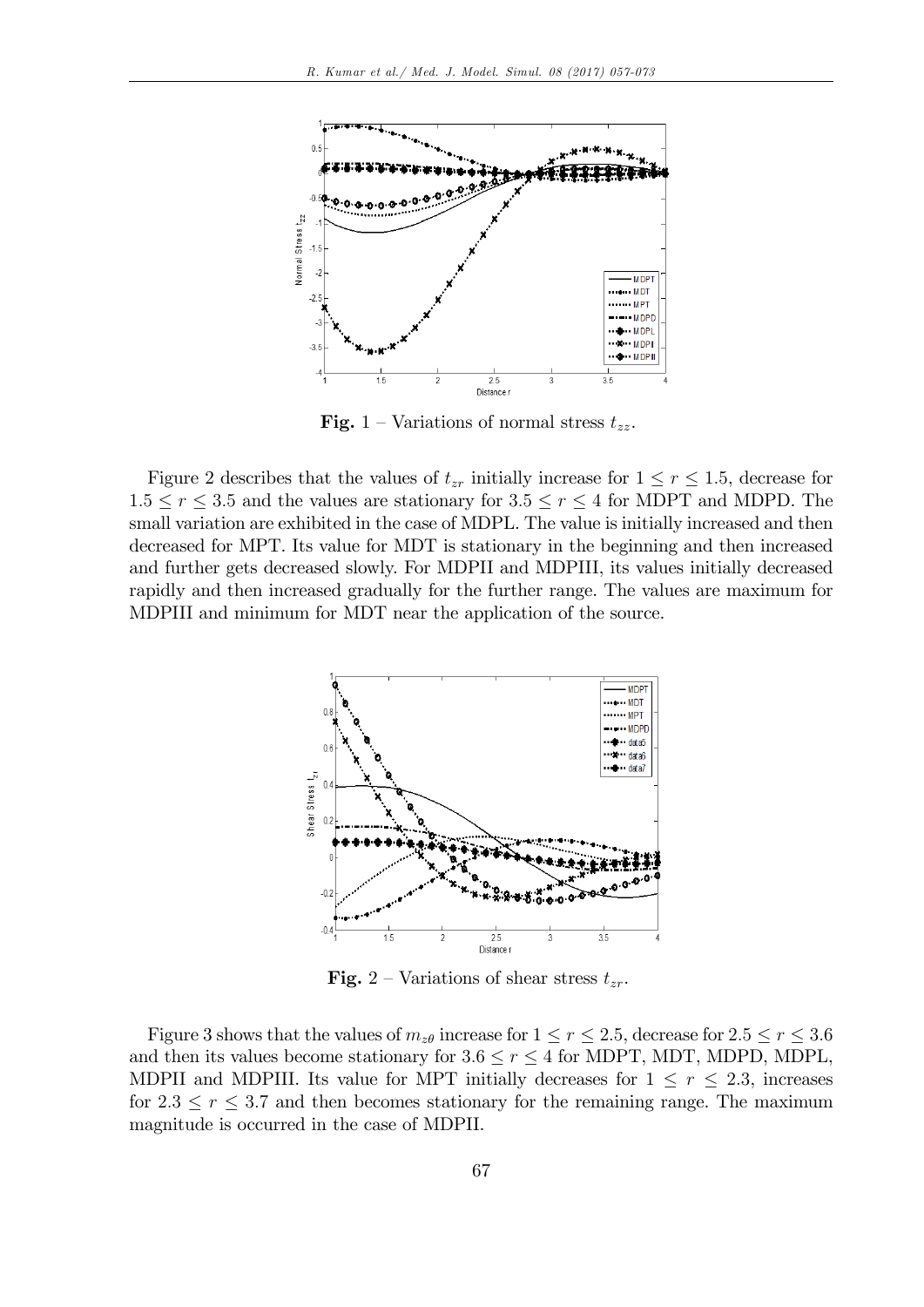**Fig. 1** – Variations of normal stress $t_{zz}$.

Figure 2 describes that the values of $t_{zr}$ initially increase for $1 \le r \le 1.5$, decrease for $1.5 \le r \le 3.5$ and the values are stationary for $3.5 \le r \le 4$ for MDPT and MDPD. The small variation are exhibited in the case of MDPL. The value is initially increased and then decreased for MPT. Its value for MDT is stationary in the beginning and then increased and further gets decreased slowly. For MDPII and MDPIII, its values initially decreased rapidly and then increased gradually for the further range. The values are maximum for MDPIII and minimum for MDT near the application of the source.

**Fig. 2** – Variations of shear stress $t_{zr}$.

Figure 3 shows that the values of $m_{z\theta}$ increase for $1 \le r \le 2.5$, decrease for $2.5 \le r \le 3.6$ and then its values become stationary for $3.6 \le r \le 4$ for MDPT, MDT, MDPD, MDPL, MDPII and MDPIII. Its value for MPT initially decreases for $1 \le r \le 2.3$, increases for $2.3 \le r \le 3.7$ and then becomes stationary for the remaining range. The maximum magnitude is occurred in the case of MDPII.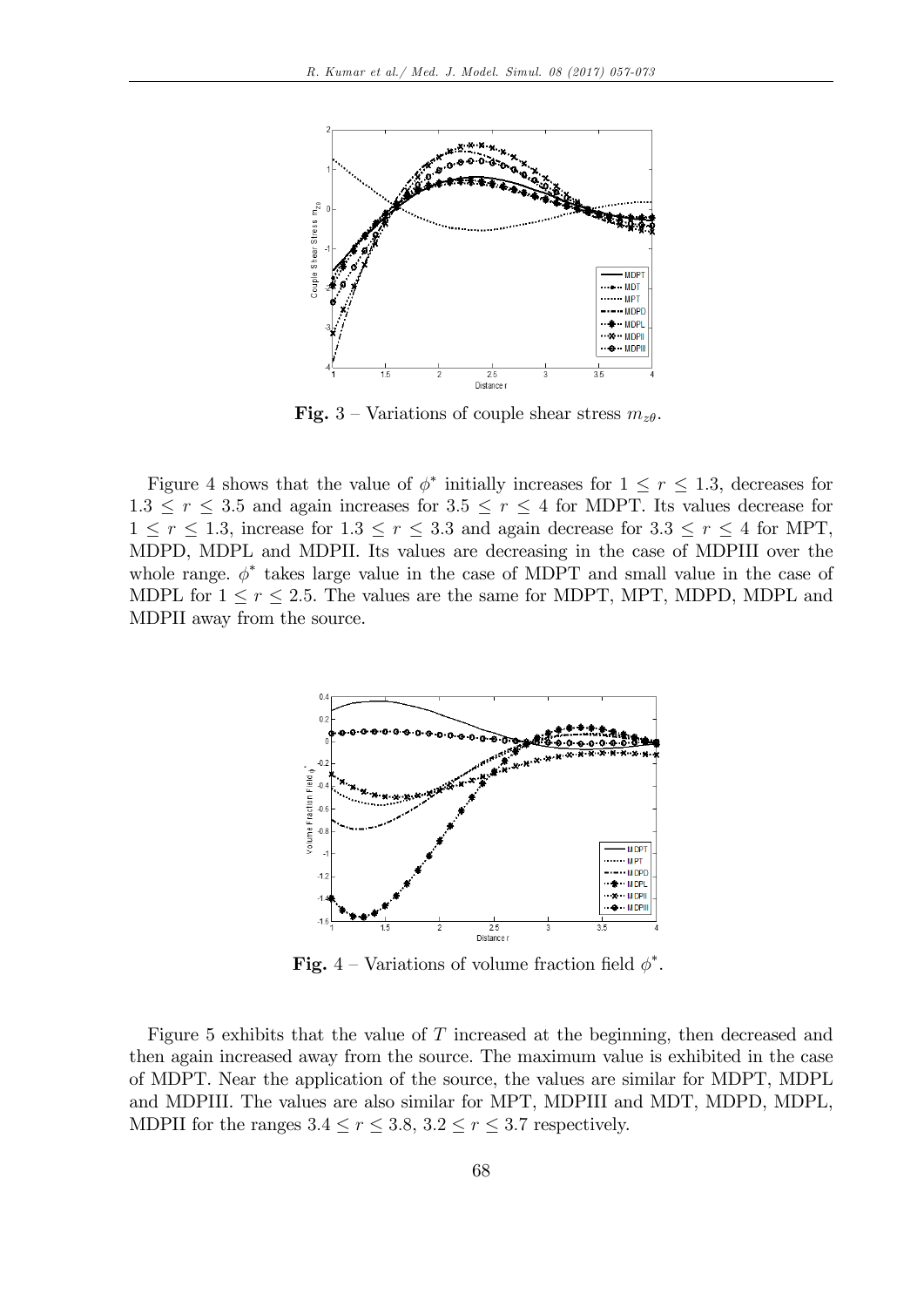**Fig.** 3 – Variations of couple shear stress $m_{z\theta}$.

Figure 4 shows that the value of $\phi^*$ initially increases for $1 \leq r \leq 1.3$, decreases for $1.3 \leq r \leq 3.5$ and again increases for $3.5 \leq r \leq 4$ for MDPT. Its values decrease for $1 \leq r \leq 1.3$, increase for $1.3 \leq r \leq 3.3$ and again decrease for $3.3 \leq r \leq 4$ for MPT, MDPD, MDPL and MDPII. Its values are decreasing in the case of MDPIII over the whole range. $\phi^*$ takes large value in the case of MDPT and small value in the case of MDPL for $1 \leq r \leq 2.5$. The values are the same for MDPT, MPT, MDPD, MDPL and MDPII away from the source.

**Fig.** 4 – Variations of volume fraction field $\phi^*$.

Figure 5 exhibits that the value of $T$ increased at the beginning, then decreased and then again increased away from the source. The maximum value is exhibited in the case of MDPT. Near the application of the source, the values are similar for MDPT, MDPL and MDPIII. The values are also similar for MPT, MDPIII and MDT, MDPD, MDPL, MDPII for the ranges $3.4 \leq r \leq 3.8$, $3.2 \leq r \leq 3.7$ respectively.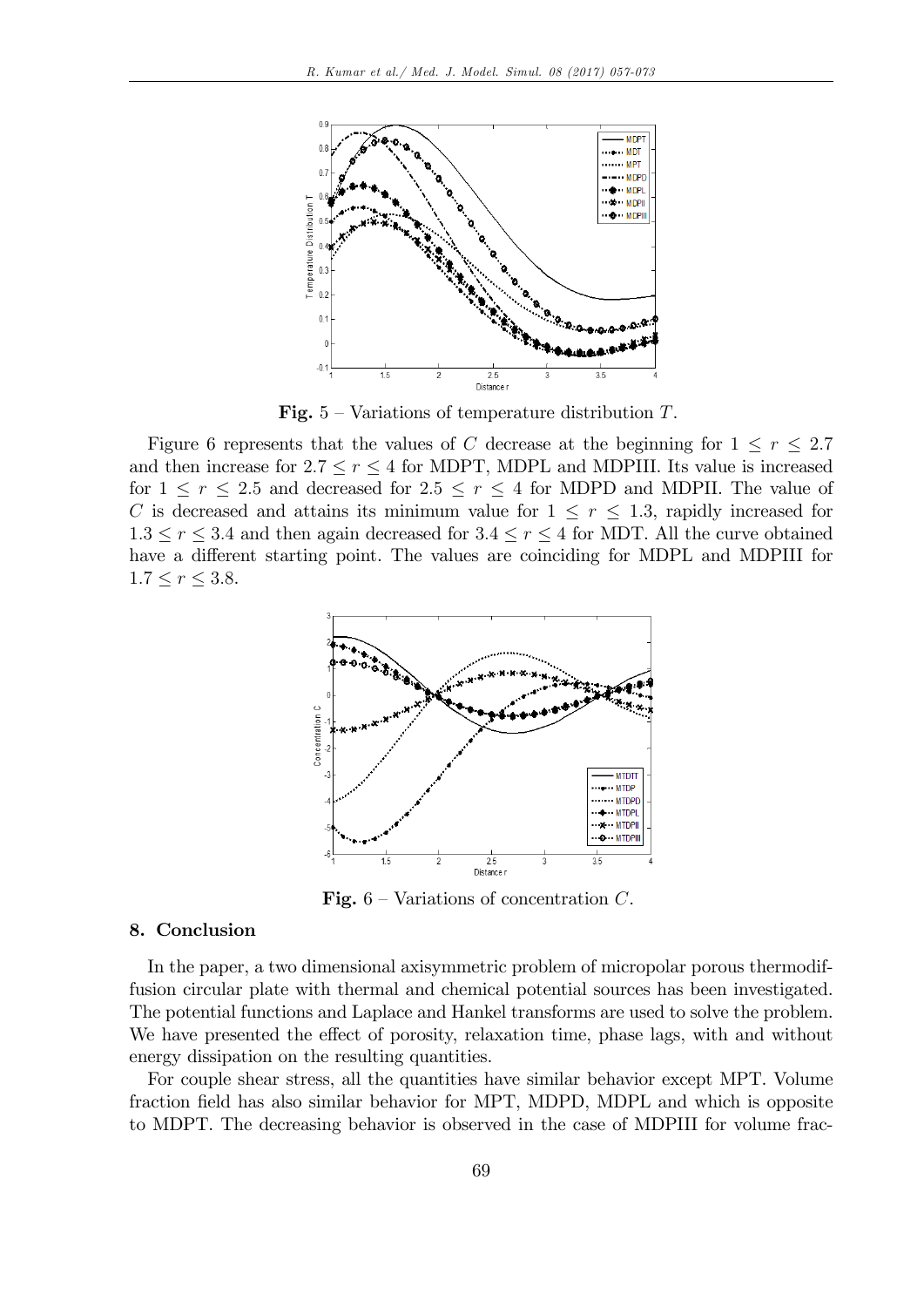**Fig. 5** – Variations of temperature distribution $T$.

Figure 6 represents that the values of $C$ decrease at the beginning for $1 \leq r \leq 2.7$ and then increase for $2.7 \leq r \leq 4$ for MDPT, MDPL and MDPIII. Its value is increased for $1 \leq r \leq 2.5$ and decreased for $2.5 \leq r \leq 4$ for MDPD and MDPII. The value of $C$ is decreased and attains its minimum value for $1 \leq r \leq 1.3$, rapidly increased for $1.3 \leq r \leq 3.4$ and then again decreased for $3.4 \leq r \leq 4$ for MDT. All the curve obtained have a different starting point. The values are coinciding for MDPL and MDPIII for $1.7 \leq r \leq 3.8$.

**Fig. 6** – Variations of concentration $C$.

## 8. Conclusion

In the paper, a two dimensional axisymmetric problem of micropolar porous thermodiffusion circular plate with thermal and chemical potential sources has been investigated. The potential functions and Laplace and Hankel transforms are used to solve the problem. We have presented the effect of porosity, relaxation time, phase lags, with and without energy dissipation on the resulting quantities.

For couple shear stress, all the quantities have similar behavior except MPT. Volume fraction field has also similar behavior for MPT, MDPD, MDPL and which is opposite to MDPT. The decreasing behavior is observed in the case of MDPIII for volume frac-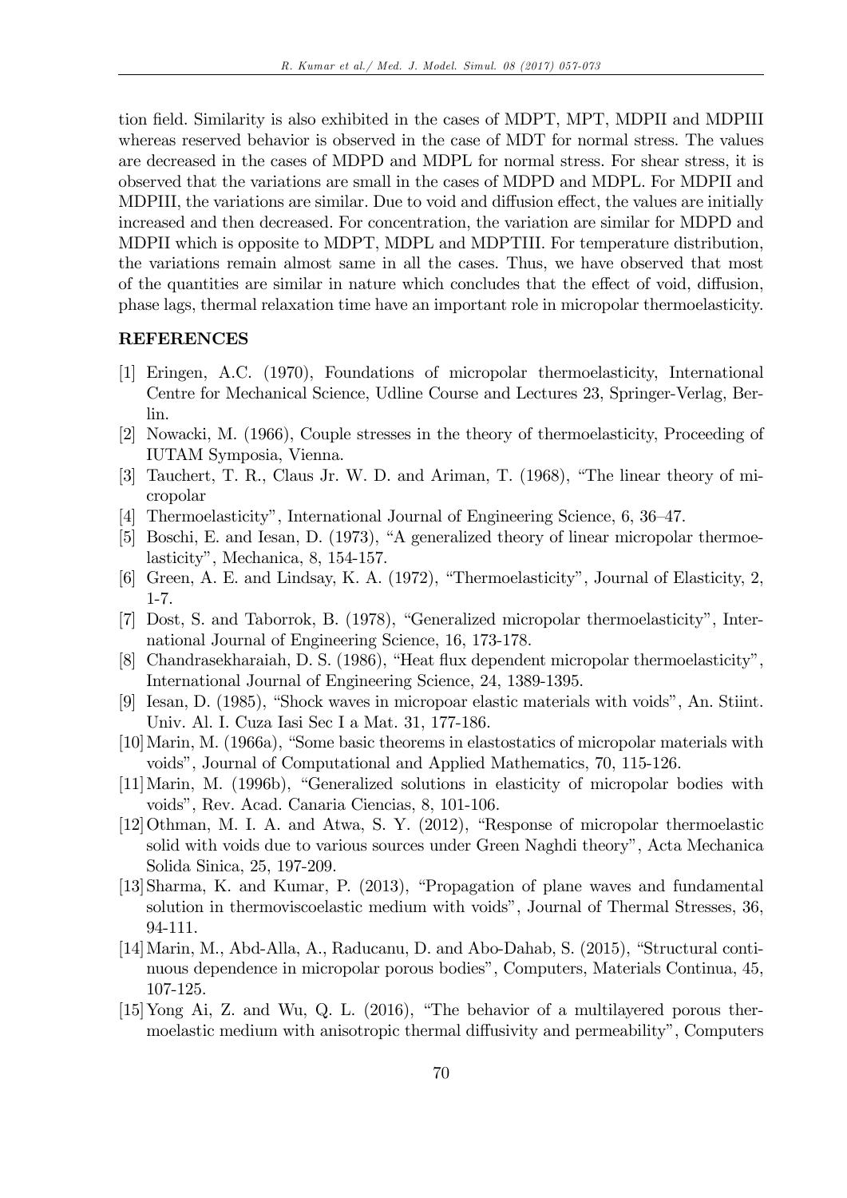tion field. Similarity is also exhibited in the cases of MDPT, MPT, MDPII and MDPIII whereas reserved behavior is observed in the case of MDT for normal stress. The values are decreased in the cases of MDPD and MDPL for normal stress. For shear stress, it is observed that the variations are small in the cases of MDPD and MDPL. For MDPII and MDPIII, the variations are similar. Due to void and diffusion effect, the values are initially increased and then decreased. For concentration, the variation are similar for MDPD and MDPII which is opposite to MDPT, MDPL and MDPTIII. For temperature distribution, the variations remain almost same in all the cases. Thus, we have observed that most of the quantities are similar in nature which concludes that the effect of void, diffusion, phase lags, thermal relaxation time have an important role in micropolar thermoelasticity.

## REFERENCES

[1] Eringen, A.C. (1970), Foundations of micropolar thermoelasticity, International Centre for Mechanical Science, Udline Course and Lectures 23, Springer-Verlag, Berlin.

[2] Nowacki, M. (1966), Couple stresses in the theory of thermoelasticity, Proceeding of IUTAM Symposia, Vienna.

[3] Tauchert, T. R., Claus Jr. W. D. and Ariman, T. (1968), "The linear theory of micropolar

[4] Thermoelasticity", International Journal of Engineering Science, 6, 36–47.

[5] Boschi, E. and Iesan, D. (1973), "A generalized theory of linear micropolar thermoelasticity", Mechanica, 8, 154-157.

[6] Green, A. E. and Lindsay, K. A. (1972), "Thermoelasticity", Journal of Elasticity, 2, 1-7.

[7] Dost, S. and Taborrok, B. (1978), "Generalized micropolar thermoelasticity", International Journal of Engineering Science, 16, 173-178.

[8] Chandrasekharaiah, D. S. (1986), "Heat flux dependent micropolar thermoelasticity", International Journal of Engineering Science, 24, 1389-1395.

[9] Iesan, D. (1985), "Shock waves in micropoar elastic materials with voids", An. Stiint. Univ. Al. I. Cuza Iasi Sec I a Mat. 31, 177-186.

[10] Marin, M. (1966a), "Some basic theorems in elastostatics of micropolar materials with voids", Journal of Computational and Applied Mathematics, 70, 115-126.

[11] Marin, M. (1996b), "Generalized solutions in elasticity of micropolar bodies with voids", Rev. Acad. Canaria Ciencias, 8, 101-106.

[12] Othman, M. I. A. and Atwa, S. Y. (2012), "Response of micropolar thermoelastic solid with voids due to various sources under Green Naghdi theory", Acta Mechanica Solida Sinica, 25, 197-209.

[13] Sharma, K. and Kumar, P. (2013), "Propagation of plane waves and fundamental solution in thermoviscoelastic medium with voids", Journal of Thermal Stresses, 36, 94-111.

[14] Marin, M., Abd-Alla, A., Raducanu, D. and Abo-Dahab, S. (2015), "Structural continuous dependence in micropolar porous bodies", Computers, Materials Continua, 45, 107-125.

[15] Yong Ai, Z. and Wu, Q. L. (2016), "The behavior of a multilayered porous thermoelastic medium with anisotropic thermal diffusivity and permeability", Computers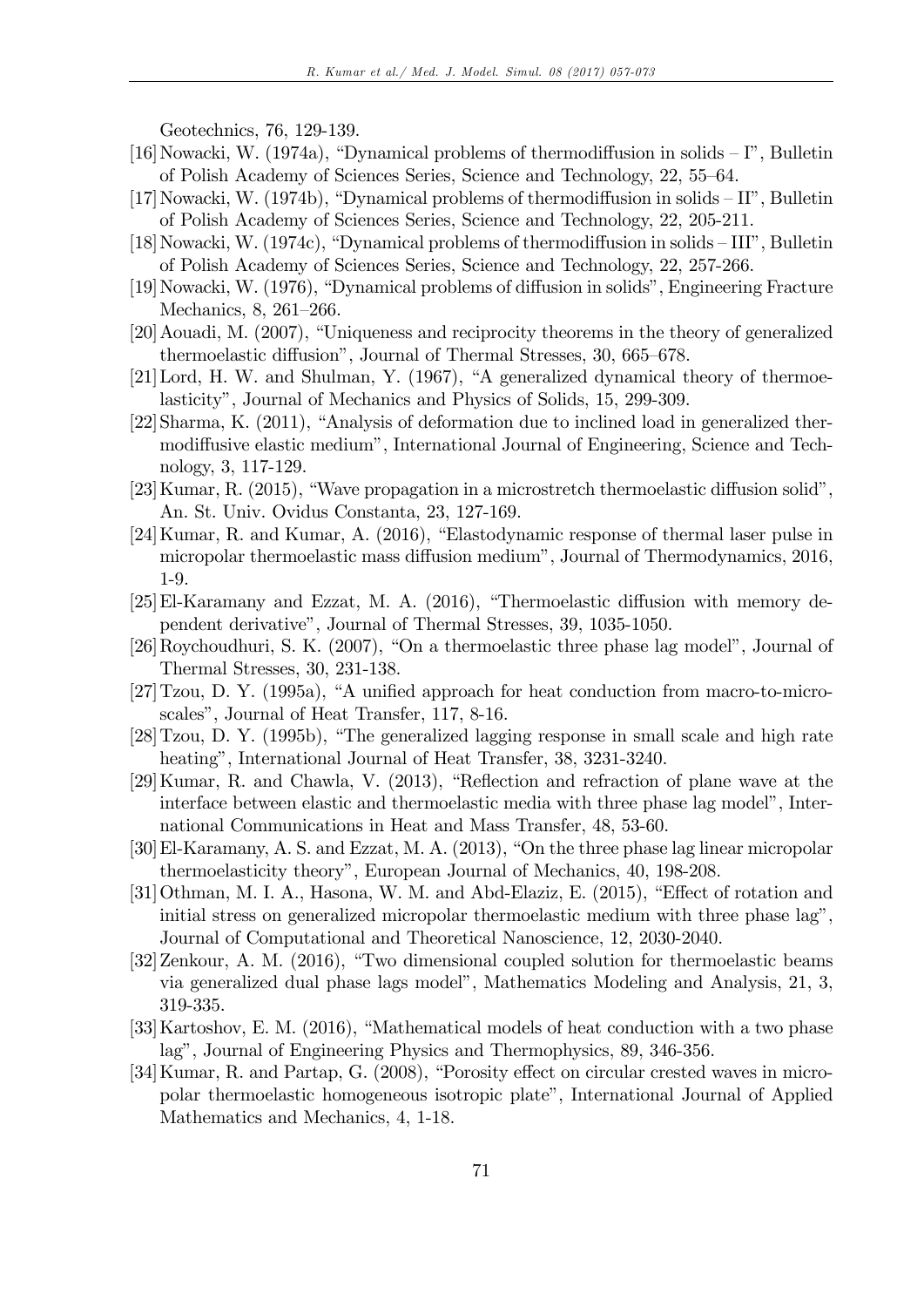Geotechnics, 76, 129-139.

[16] Nowacki, W. (1974a), "Dynamical problems of thermodiffusion in solids – I", Bulletin of Polish Academy of Sciences Series, Science and Technology, 22, 55–64.

[17] Nowacki, W. (1974b), "Dynamical problems of thermodiffusion in solids – II", Bulletin of Polish Academy of Sciences Series, Science and Technology, 22, 205-211.

[18] Nowacki, W. (1974c), "Dynamical problems of thermodiffusion in solids – III", Bulletin of Polish Academy of Sciences Series, Science and Technology, 22, 257-266.

[19] Nowacki, W. (1976), "Dynamical problems of diffusion in solids", Engineering Fracture Mechanics, 8, 261–266.

[20] Aouadi, M. (2007), "Uniqueness and reciprocity theorems in the theory of generalized thermoelastic diffusion", Journal of Thermal Stresses, 30, 665–678.

[21] Lord, H. W. and Shulman, Y. (1967), "A generalized dynamical theory of thermoelasticity", Journal of Mechanics and Physics of Solids, 15, 299-309.

[22] Sharma, K. (2011), "Analysis of deformation due to inclined load in generalized thermodiffusive elastic medium", International Journal of Engineering, Science and Technology, 3, 117-129.

[23] Kumar, R. (2015), "Wave propagation in a microstretch thermoelastic diffusion solid", An. St. Univ. Ovidus Constanta, 23, 127-169.

[24] Kumar, R. and Kumar, A. (2016), "Elastodynamic response of thermal laser pulse in micropolar thermoelastic mass diffusion medium", Journal of Thermodynamics, 2016, 1-9.

[25] El-Karamany and Ezzat, M. A. (2016), "Thermoelastic diffusion with memory dependent derivative", Journal of Thermal Stresses, 39, 1035-1050.

[26] Roychoudhuri, S. K. (2007), "On a thermoelastic three phase lag model", Journal of Thermal Stresses, 30, 231-138.

[27] Tzou, D. Y. (1995a), "A unified approach for heat conduction from macro-to-microscales", Journal of Heat Transfer, 117, 8-16.

[28] Tzou, D. Y. (1995b), "The generalized lagging response in small scale and high rate heating", International Journal of Heat Transfer, 38, 3231-3240.

[29] Kumar, R. and Chawla, V. (2013), "Reflection and refraction of plane wave at the interface between elastic and thermoelastic media with three phase lag model", International Communications in Heat and Mass Transfer, 48, 53-60.

[30] El-Karamany, A. S. and Ezzat, M. A. (2013), "On the three phase lag linear micropolar thermoelasticity theory", European Journal of Mechanics, 40, 198-208.

[31] Othman, M. I. A., Hasona, W. M. and Abd-Elaziz, E. (2015), "Effect of rotation and initial stress on generalized micropolar thermoelastic medium with three phase lag", Journal of Computational and Theoretical Nanoscience, 12, 2030-2040.

[32] Zenkour, A. M. (2016), "Two dimensional coupled solution for thermoelastic beams via generalized dual phase lags model", Mathematics Modeling and Analysis, 21, 3, 319-335.

[33] Kartoshov, E. M. (2016), "Mathematical models of heat conduction with a two phase lag", Journal of Engineering Physics and Thermophysics, 89, 346-356.

[34] Kumar, R. and Partap, G. (2008), "Porosity effect on circular crested waves in micropolar thermoelastic homogeneous isotropic plate", International Journal of Applied Mathematics and Mechanics, 4, 1-18.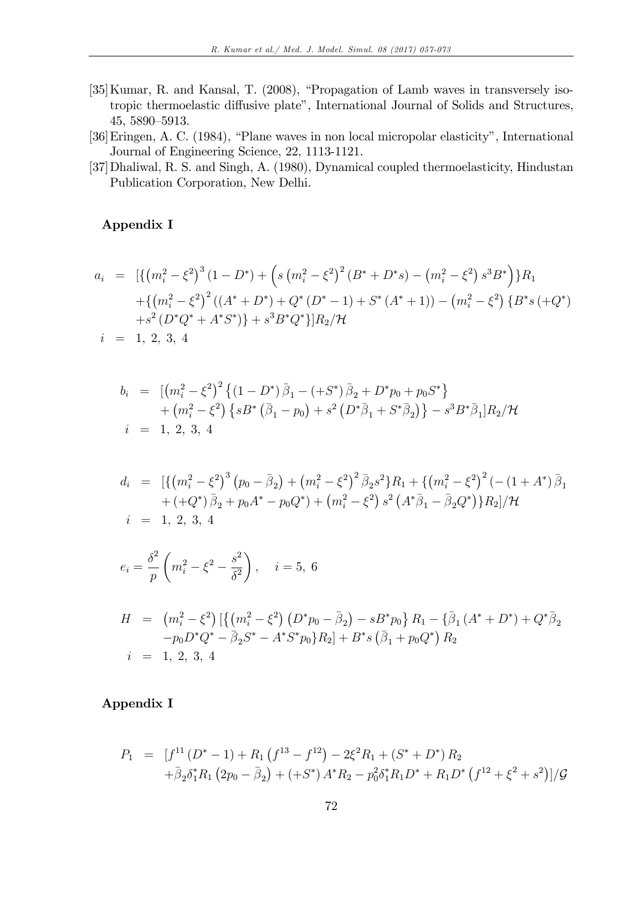[35] Kumar, R. and Kansal, T. (2008), "Propagation of Lamb waves in transversely isotropic thermoelastic diffusive plate", International Journal of Solids and Structures, 45, 5890–5913.

[36] Eringen, A. C. (1984), "Plane waves in non local micropolar elasticity", International Journal of Engineering Science, 22, 1113-1121.

[37] Dhaliwal, R. S. and Singh, A. (1980), Dynamical coupled thermoelasticity, Hindustan Publication Corporation, New Delhi.

### Appendix I

$$
\begin{aligned}
a_i &= [\{\left(m_i^2-\xi^2\right)^3(1-D^*)+\left(s\left(m_i^2-\xi^2\right)^2(B^*+D^*s)-\left(m_i^2-\xi^2\right)s^3B^*\right)\}R_1 \\
&\quad +\{\left(m_i^2-\xi^2\right)^2((A^*+D^*)+Q^*(D^*-1)+S^*(A^*+1))-\left(m_i^2-\xi^2\right)\{B^*s(+Q^*) \\
&\quad +s^2(D^*Q^*+A^*S^*)\}+s^3B^*Q^*\}]R_2/\mathcal{H} \\
i &= 1,\ 2,\ 3,\ 4
\end{aligned}
$$

$$
\begin{aligned}
b_i &= [\left(m_i^2-\xi^2\right)^2\left\{(1-D^*)\bar{\beta}_1-(+S^*)\bar{\beta}_2+D^*p_0+p_0S^*\right\} \\
&\quad +\left(m_i^2-\xi^2\right)\left\{sB^*\left(\bar{\beta}_1-p_0\right)+s^2\left(D^*\bar{\beta}_1+S^*\bar{\beta}_2\right)\right\}-s^3B^*\bar{\beta}_1]R_2/\mathcal{H} \\
i &= 1,\ 2,\ 3,\ 4
\end{aligned}
$$

$$
\begin{aligned}
d_i &= [\{\left(m_i^2-\xi^2\right)^3\left(p_0-\bar{\beta}_2\right)+\left(m_i^2-\xi^2\right)^2\bar{\beta}_2s^2\}R_1+\{\left(m_i^2-\xi^2\right)^2(-(1+A^*)\bar{\beta}_1 \\
&\quad +(+Q^*)\bar{\beta}_2+p_0A^*-p_0Q^*)+\left(m_i^2-\xi^2\right)s^2\left(A^*\bar{\beta}_1-\bar{\beta}_2Q^*\right)\}R_2]/\mathcal{H} \\
i &= 1,\ 2,\ 3,\ 4
\end{aligned}
$$

$$
e_i=\frac{\delta^2}{p}\left(m_i^2-\xi^2-\frac{s^2}{\delta^2}\right),\quad i=5,\ 6
$$

$$
\begin{aligned}
H &= \left(m_i^2-\xi^2\right)[\{\left(m_i^2-\xi^2\right)\left(D^*p_0-\bar{\beta}_2\right)-sB^*p_0\}R_1-\{\bar{\beta}_1(A^*+D^*)+Q^*\bar{\beta}_2 \\
&\quad -p_0D^*Q^*-\bar{\beta}_2S^*-A^*S^*p_0\}R_2]+B^*s\left(\bar{\beta}_1+p_0Q^*\right)R_2 \\
i &= 1,\ 2,\ 3,\ 4
\end{aligned}
$$

### Appendix I

$$
\begin{aligned}
P_1 &= [f^{11}(D^*-1)+R_1\left(f^{13}-f^{12}\right)-2\xi^2R_1+(S^*+D^*)R_2 \\
&\quad +\bar{\beta}_2\delta_1^*R_1\left(2p_0-\bar{\beta}_2\right)+(+S^*)A^*R_2-p_0^2\delta_1^*R_1D^*+R_1D^*\left(f^{12}+\xi^2+s^2\right)]/\mathcal{G}
\end{aligned}
$$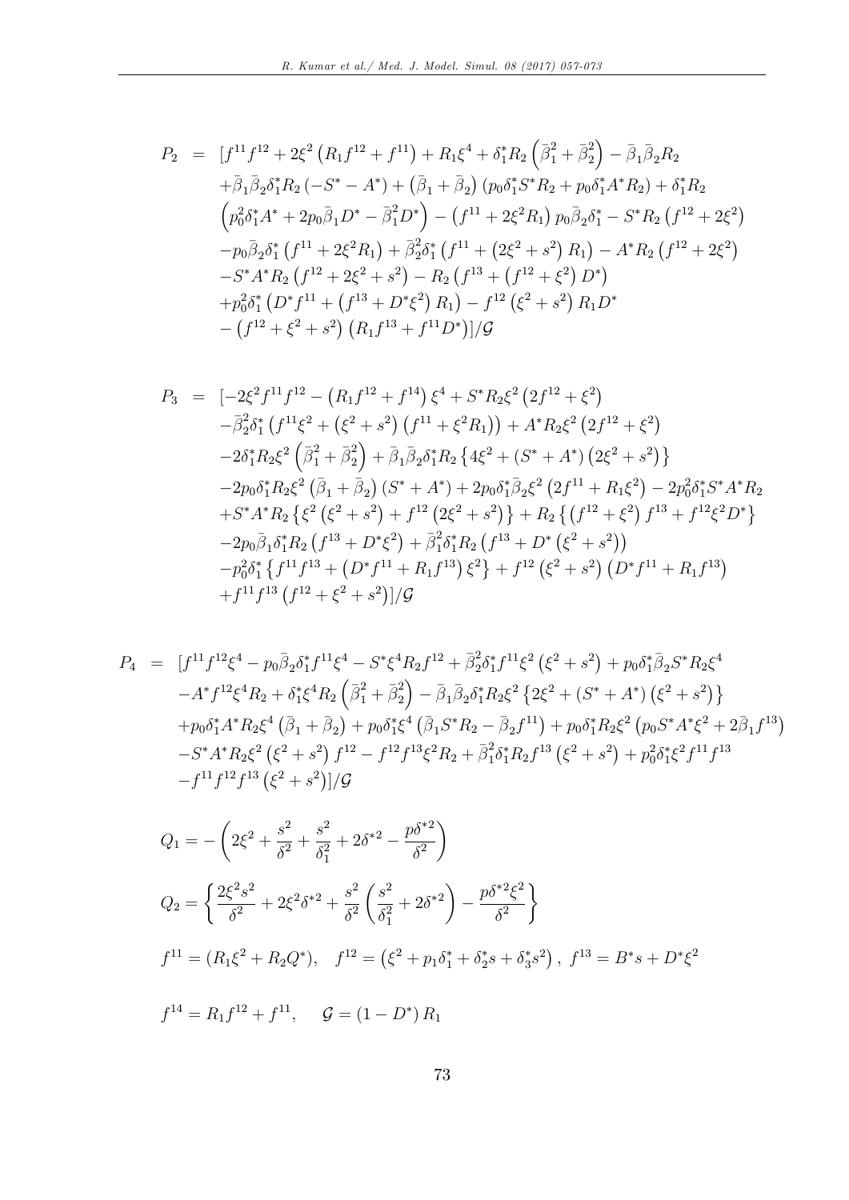$$
\begin{aligned}
P_2 \;=\; & [f^{11}f^{12} + 2\xi^2\left(R_1 f^{12} + f^{11}\right) + R_1\xi^4 + \delta_1^* R_2\left(\bar{\beta}_1^2 + \bar{\beta}_2^2\right) - \bar{\beta}_1\bar{\beta}_2 R_2 \\
& + \bar{\beta}_1\bar{\beta}_2\delta_1^* R_2\left(-S^* - A^*\right) + \left(\bar{\beta}_1 + \bar{\beta}_2\right)\left(p_0\delta_1^* S^* R_2 + p_0\delta_1^* A^* R_2\right) + \delta_1^* R_2 \\
& \left(p_0^2\delta_1^* A^* + 2p_0\bar{\beta}_1 D^* - \bar{\beta}_1^2 D^*\right) - \left(f^{11} + 2\xi^2 R_1\right)p_0\bar{\beta}_2\delta_1^* - S^* R_2\left(f^{12} + 2\xi^2\right) \\
& - p_0\bar{\beta}_2\delta_1^*\left(f^{11} + 2\xi^2 R_1\right) + \bar{\beta}_2^2\delta_1^*\left(f^{11} + \left(2\xi^2 + s^2\right)R_1\right) - A^* R_2\left(f^{12} + 2\xi^2\right) \\
& - S^* A^* R_2\left(f^{12} + 2\xi^2 + s^2\right) - R_2\left(f^{13} + \left(f^{12} + \xi^2\right)D^*\right) \\
& + p_0^2\delta_1^*\left(D^* f^{11} + \left(f^{13} + D^*\xi^2\right)R_1\right) - f^{12}\left(\xi^2 + s^2\right)R_1 D^* \\
& - \left(f^{12} + \xi^2 + s^2\right)\left(R_1 f^{13} + f^{11} D^*\right)]/\mathcal{G}
\end{aligned}
$$

$$
\begin{aligned}
P_3 \;=\; & [-2\xi^2 f^{11}f^{12} - \left(R_1 f^{12} + f^{14}\right)\xi^4 + S^* R_2\xi^2\left(2f^{12} + \xi^2\right) \\
& - \bar{\beta}_2^2\delta_1^*\left(f^{11}\xi^2 + \left(\xi^2 + s^2\right)\left(f^{11} + \xi^2 R_1\right)\right) + A^* R_2\xi^2\left(2f^{12} + \xi^2\right) \\
& - 2\delta_1^* R_2\xi^2\left(\bar{\beta}_1^2 + \bar{\beta}_2^2\right) + \bar{\beta}_1\bar{\beta}_2\delta_1^* R_2\left\{4\xi^2 + \left(S^* + A^*\right)\left(2\xi^2 + s^2\right)\right\} \\
& - 2p_0\delta_1^* R_2\xi^2\left(\bar{\beta}_1 + \bar{\beta}_2\right)\left(S^* + A^*\right) + 2p_0\delta_1^*\bar{\beta}_2\xi^2\left(2f^{11} + R_1\xi^2\right) - 2p_0^2\delta_1^* S^* A^* R_2 \\
& + S^* A^* R_2\left\{\xi^2\left(\xi^2 + s^2\right) + f^{12}\left(2\xi^2 + s^2\right)\right\} + R_2\left\{\left(f^{12} + \xi^2\right)f^{13} + f^{12}\xi^2 D^*\right\} \\
& - 2p_0\bar{\beta}_1\delta_1^* R_2\left(f^{13} + D^*\xi^2\right) + \bar{\beta}_1^2\delta_1^* R_2\left(f^{13} + D^*\left(\xi^2 + s^2\right)\right) \\
& - p_0^2\delta_1^*\left\{f^{11}f^{13} + \left(D^* f^{11} + R_1 f^{13}\right)\xi^2\right\} + f^{12}\left(\xi^2 + s^2\right)\left(D^* f^{11} + R_1 f^{13}\right) \\
& + f^{11}f^{13}\left(f^{12} + \xi^2 + s^2\right)]/\mathcal{G}
\end{aligned}
$$

$$
\begin{aligned}
P_4 \;=\; & [f^{11}f^{12}\xi^4 - p_0\bar{\beta}_2\delta_1^* f^{11}\xi^4 - S^*\xi^4 R_2 f^{12} + \bar{\beta}_2^2\delta_1^* f^{11}\xi^2\left(\xi^2 + s^2\right) + p_0\delta_1^*\bar{\beta}_2 S^* R_2\xi^4 \\
& - A^* f^{12}\xi^4 R_2 + \delta_1^*\xi^4 R_2\left(\bar{\beta}_1^2 + \bar{\beta}_2^2\right) - \bar{\beta}_1\bar{\beta}_2\delta_1^* R_2\xi^2\left\{2\xi^2 + \left(S^* + A^*\right)\left(\xi^2 + s^2\right)\right\} \\
& + p_0\delta_1^* A^* R_2\xi^4\left(\bar{\beta}_1 + \bar{\beta}_2\right) + p_0\delta_1^*\xi^4\left(\bar{\beta}_1 S^* R_2 - \bar{\beta}_2 f^{11}\right) + p_0\delta_1^* R_2\xi^2\left(p_0 S^* A^*\xi^2 + 2\bar{\beta}_1 f^{13}\right) \\
& - S^* A^* R_2\xi^2\left(\xi^2 + s^2\right)f^{12} - f^{12}f^{13}\xi^2 R_2 + \bar{\beta}_1^2\delta_1^* R_2 f^{13}\left(\xi^2 + s^2\right) + p_0^2\delta_1^*\xi^2 f^{11}f^{13} \\
& - f^{11}f^{12}f^{13}\left(\xi^2 + s^2\right)]/\mathcal{G}
\end{aligned}
$$

$$
Q_1 = -\left(2\xi^2 + \frac{s^2}{\delta^2} + \frac{s^2}{\delta_1^2} + 2\delta^{*2} - \frac{p\delta^{*2}}{\delta^2}\right)
$$

$$
Q_2 = \left\{\frac{2\xi^2 s^2}{\delta^2} + 2\xi^2\delta^{*2} + \frac{s^2}{\delta^2}\left(\frac{s^2}{\delta_1^2} + 2\delta^{*2}\right) - \frac{p\delta^{*2}\xi^2}{\delta^2}\right\}
$$

$$
f^{11} = (R_1\xi^2 + R_2 Q^*), \quad f^{12} = \left(\xi^2 + p_1\delta_1^* + \delta_2^* s + \delta_3^* s^2\right), \; f^{13} = B^* s + D^*\xi^2
$$

$$
f^{14} = R_1 f^{12} + f^{11}, \qquad \mathcal{G} = \left(1 - D^*\right)R_1
$$